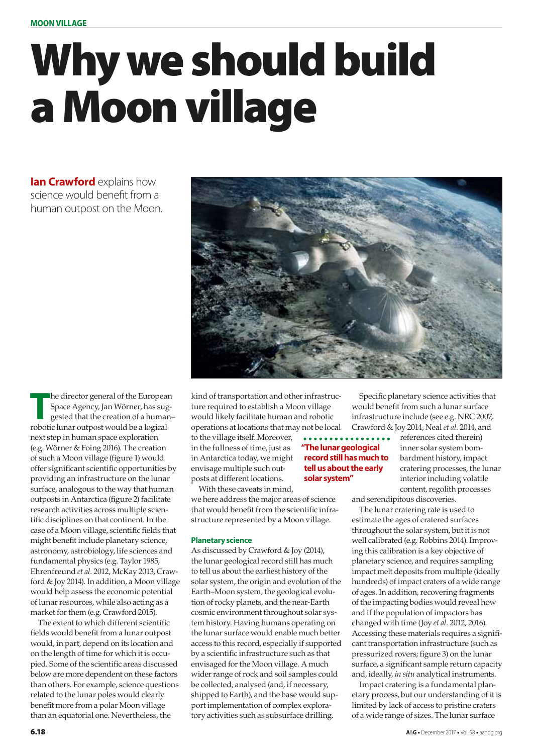# Why we should build a Moon village

**Ian Crawford** explains how science would benefit from a human outpost on the Moon.

The director general of the European Space Agency, Jan Wörner, has suggested that the creation of a human–robotic lunar outpost would be a logical next step in human space exploration (e.g. Wörner & Foing 2016). The creation of such a Moon village (figure 1) would offer significant scientific opportunities by providing an infrastructure on the lunar surface, analogous to the way that human outposts in Antarctica (figure 2) facilitate research activities across multiple scientific disciplines on that continent. In the case of a Moon village, scientific fields that might benefit include planetary science, astronomy, astrobiology, life sciences and fundamental physics (e.g. Taylor 1985, Ehrenfreund *et al.* 2012, McKay 2013, Crawford & Joy 2014). In addition, a Moon village would help assess the economic potential of lunar resources, while also acting as a market for them (e.g. Crawford 2015).

The extent to which different scientific fields would benefit from a lunar outpost would, in part, depend on its location and on the length of time for which it is occupied. Some of the scientific areas discussed below are more dependent on these factors than others. For example, science questions related to the lunar poles would clearly benefit more from a polar Moon village than an equatorial one. Nevertheless, the kind of transportation and other infrastructure required to establish a Moon village would likely facilitate human and robotic operations at locations that may not be local to the village itself. Moreover, in the fullness of time, just as in Antarctica today, we might envisage multiple such outposts at different locations.

With these caveats in mind, we here address the major areas of science that would benefit from the scientific infrastructure represented by a Moon village.

> "The lunar geological record still has much to tell us about the early solar system"

### Planetary science

As discussed by Crawford & Joy (2014), the lunar geological record still has much to tell us about the earliest history of the solar system, the origin and evolution of the Earth–Moon system, the geological evolution of rocky planets, and the near-Earth cosmic environment throughout solar system history. Having humans operating on the lunar surface would enable much better access to this record, especially if supported by a scientific infrastructure such as that envisaged for the Moon village. A much wider range of rock and soil samples could be collected, analysed (and, if necessary, shipped to Earth), and the base would support implementation of complex exploratory activities such as subsurface drilling.

Specific planetary science activities that would benefit from such a lunar surface infrastructure include (see e.g. NRC 2007, Crawford & Joy 2014, Neal *et al.* 2014, and references cited therein) inner solar system bombardment history, impact cratering processes, the lunar interior including volatile content, regolith processes and serendipitous discoveries.

The lunar cratering rate is used to estimate the ages of cratered surfaces throughout the solar system, but it is not well calibrated (e.g. Robbins 2014). Improving this calibration is a key objective of planetary science, and requires sampling impact melt deposits from multiple (ideally hundreds) of impact craters of a wide range of ages. In addition, recovering fragments of the impacting bodies would reveal how and if the population of impactors has changed with time (Joy *et al.* 2012, 2016). Accessing these materials requires a significant transportation infrastructure (such as pressurized rovers; figure 3) on the lunar surface, a significant sample return capacity and, ideally, *in situ* analytical instruments.

Impact cratering is a fundamental planetary process, but our understanding of it is limited by lack of access to pristine craters of a wide range of sizes. The lunar surface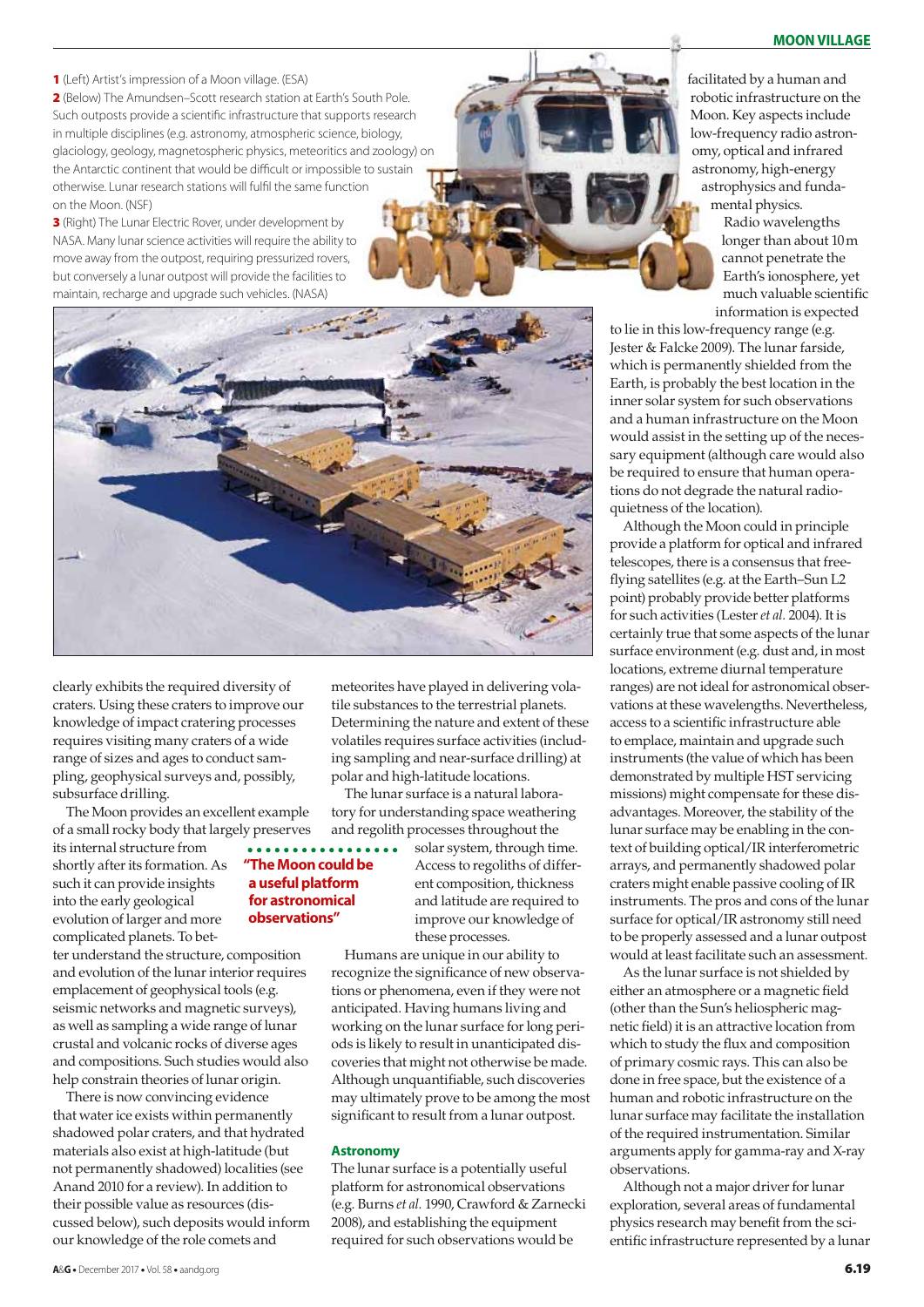**1** (Left) Artist's impression of a Moon village. (ESA)
**2** (Below) The Amundsen–Scott research station at Earth's South Pole. Such outposts provide a scientific infrastructure that supports research in multiple disciplines (e.g. astronomy, atmospheric science, biology, glaciology, geology, magnetospheric physics, meteoritics and zoology) on the Antarctic continent that would be difficult or impossible to sustain otherwise. Lunar research stations will fulfil the same function on the Moon. (NSF)
**3** (Right) The Lunar Electric Rover, under development by NASA. Many lunar science activities will require the ability to move away from the outpost, requiring pressurized rovers, but conversely a lunar outpost will provide the facilities to maintain, recharge and upgrade such vehicles. (NASA)

clearly exhibits the required diversity of craters. Using these craters to improve our knowledge of impact cratering processes requires visiting many craters of a wide range of sizes and ages to conduct sampling, geophysical surveys and, possibly, subsurface drilling.

The Moon provides an excellent example of a small rocky body that largely preserves its internal structure from shortly after its formation. As such it can provide insights into the early geological evolution of larger and more complicated planets. To better understand the structure, composition and evolution of the lunar interior requires emplacement of geophysical tools (e.g. seismic networks and magnetic surveys), as well as sampling a wide range of lunar crustal and volcanic rocks of diverse ages and compositions. Such studies would also help constrain theories of lunar origin.

There is now convincing evidence that water ice exists within permanently shadowed polar craters, and that hydrated materials also exist at high-latitude (but not permanently shadowed) localities (see Anand 2010 for a review). In addition to their possible value as resources (discussed below), such deposits would inform our knowledge of the role comets and meteorites have played in delivering volatile substances to the terrestrial planets. Determining the nature and extent of these volatiles requires surface activities (including sampling and near-surface drilling) at polar and high-latitude locations.

The lunar surface is a natural laboratory for understanding space weathering and regolith processes throughout the solar system, through time. Access to regoliths of different composition, thickness and latitude are required to improve our knowledge of these processes.

**"The Moon could be a useful platform for astronomical observations"**

Humans are unique in our ability to recognize the significance of new observations or phenomena, even if they were not anticipated. Having humans living and working on the lunar surface for long periods is likely to result in unanticipated discoveries that might not otherwise be made. Although unquantifiable, such discoveries may ultimately prove to be among the most significant to result from a lunar outpost.

### Astronomy

The lunar surface is a potentially useful platform for astronomical observations (e.g. Burns *et al.* 1990, Crawford & Zarnecki 2008), and establishing the equipment required for such observations would be facilitated by a human and robotic infrastructure on the Moon. Key aspects include low-frequency radio astronomy, optical and infrared astronomy, high-energy astrophysics and fundamental physics.

Radio wavelengths longer than about 10 m cannot penetrate the Earth's ionosphere, yet much valuable scientific information is expected to lie in this low-frequency range (e.g. Jester & Falcke 2009). The lunar farside, which is permanently shielded from the Earth, is probably the best location in the inner solar system for such observations and a human infrastructure on the Moon would assist in the setting up of the necessary equipment (although care would also be required to ensure that human operations do not degrade the natural radio-quietness of the location).

Although the Moon could in principle provide a platform for optical and infrared telescopes, there is a consensus that free-flying satellites (e.g. at the Earth–Sun L2 point) probably provide better platforms for such activities (Lester *et al.* 2004). It is certainly true that some aspects of the lunar surface environment (e.g. dust and, in most locations, extreme diurnal temperature ranges) are not ideal for astronomical observations at these wavelengths. Nevertheless, access to a scientific infrastructure able to emplace, maintain and upgrade such instruments (the value of which has been demonstrated by multiple HST servicing missions) might compensate for these disadvantages. Moreover, the stability of the lunar surface may be enabling in the context of building optical/IR interferometric arrays, and permanently shadowed polar craters might enable passive cooling of IR instruments. The pros and cons of the lunar surface for optical/IR astronomy still need to be properly assessed and a lunar outpost would at least facilitate such an assessment.

As the lunar surface is not shielded by either an atmosphere or a magnetic field (other than the Sun's heliospheric magnetic field) it is an attractive location from which to study the flux and composition of primary cosmic rays. This can also be done in free space, but the existence of a human and robotic infrastructure on the lunar surface may facilitate the installation of the required instrumentation. Similar arguments apply for gamma-ray and X-ray observations.

Although not a major driver for lunar exploration, several areas of fundamental physics research may benefit from the scientific infrastructure represented by a lunar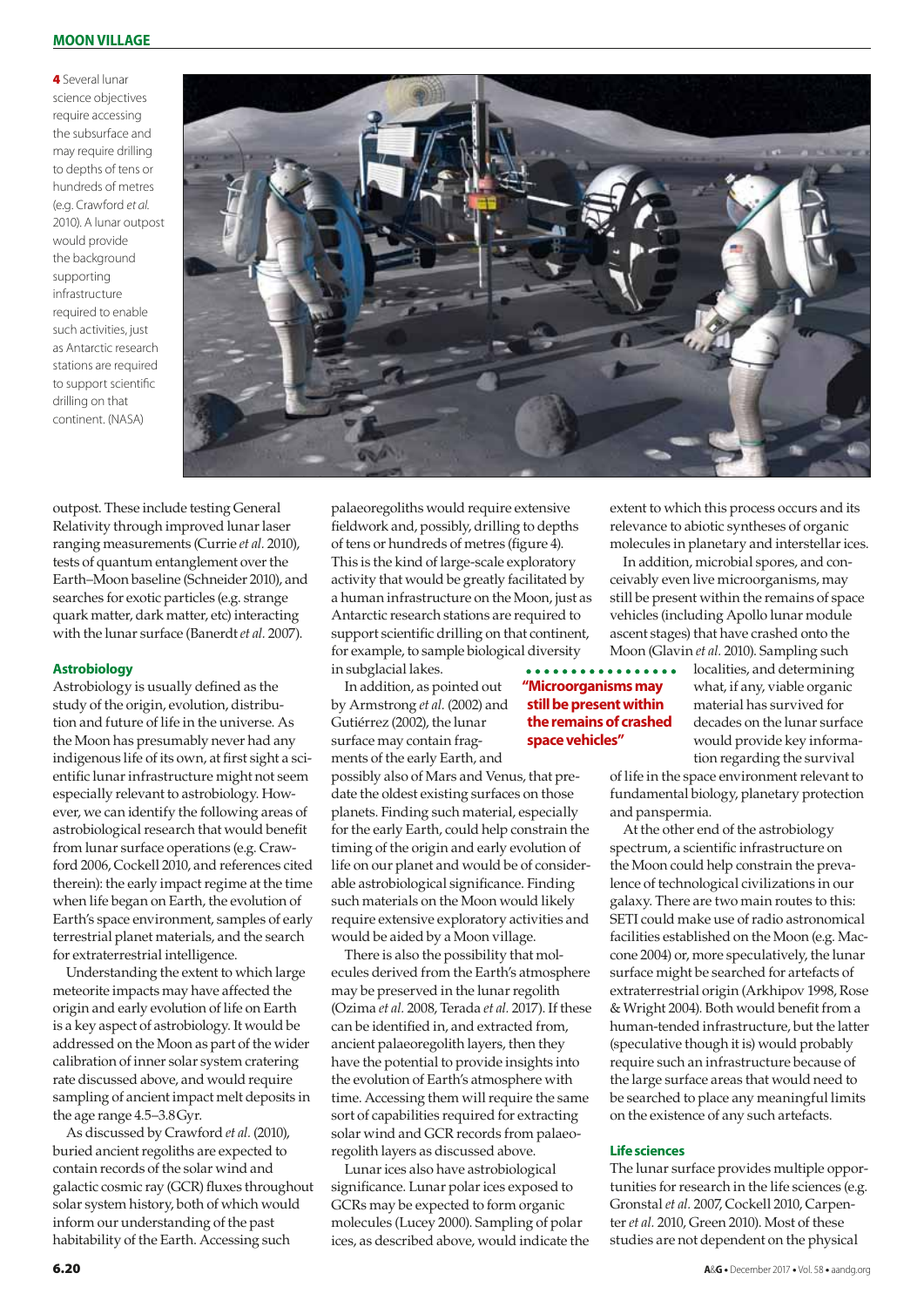4 Several lunar science objectives require accessing the subsurface and may require drilling to depths of tens or hundreds of metres (e.g. Crawford *et al.* 2010). A lunar outpost would provide the background supporting infrastructure required to enable such activities, just as Antarctic research stations are required to support scientific drilling on that continent. (NASA)

outpost. These include testing General Relativity through improved lunar laser ranging measurements (Currie *et al.* 2010), tests of quantum entanglement over the Earth–Moon baseline (Schneider 2010), and searches for exotic particles (e.g. strange quark matter, dark matter, etc) interacting with the lunar surface (Banerdt *et al.* 2007).

### Astrobiology

Astrobiology is usually defined as the study of the origin, evolution, distribution and future of life in the universe. As the Moon has presumably never had any indigenous life of its own, at first sight a scientific lunar infrastructure might not seem especially relevant to astrobiology. However, we can identify the following areas of astrobiological research that would benefit from lunar surface operations (e.g. Crawford 2006, Cockell 2010, and references cited therein): the early impact regime at the time when life began on Earth, the evolution of Earth's space environment, samples of early terrestrial planet materials, and the search for extraterrestrial intelligence.

Understanding the extent to which large meteorite impacts may have affected the origin and early evolution of life on Earth is a key aspect of astrobiology. It would be addressed on the Moon as part of the wider calibration of inner solar system cratering rate discussed above, and would require sampling of ancient impact melt deposits in the age range 4.5–3.8 Gyr.

As discussed by Crawford *et al.* (2010), buried ancient regoliths are expected to contain records of the solar wind and galactic cosmic ray (GCR) fluxes throughout solar system history, both of which would inform our understanding of the past habitability of the Earth. Accessing such palaeoregoliths would require extensive fieldwork and, possibly, drilling to depths of tens or hundreds of metres (figure 4). This is the kind of large-scale exploratory activity that would be greatly facilitated by a human infrastructure on the Moon, just as Antarctic research stations are required to support scientific drilling on that continent, for example, to sample biological diversity in subglacial lakes.

In addition, as pointed out by Armstrong *et al.* (2002) and Gutiérrez (2002), the lunar surface may contain fragments of the early Earth, and possibly also of Mars and Venus, that predate the oldest existing surfaces on those planets. Finding such material, especially for the early Earth, could help constrain the timing of the origin and early evolution of life on our planet and would be of considerable astrobiological significance. Finding such materials on the Moon would likely require extensive exploratory activities and would be aided by a Moon village.

There is also the possibility that molecules derived from the Earth's atmosphere may be preserved in the lunar regolith (Ozima *et al.* 2008, Terada *et al.* 2017). If these can be identified in, and extracted from, ancient palaeoregolith layers, then they have the potential to provide insights into the evolution of Earth's atmosphere with time. Accessing them will require the same sort of capabilities required for extracting solar wind and GCR records from palaeoregolith layers as discussed above.

Lunar ices also have astrobiological significance. Lunar polar ices exposed to GCRs may be expected to form organic molecules (Lucey 2000). Sampling of polar ices, as described above, would indicate the extent to which this process occurs and its relevance to abiotic syntheses of organic molecules in planetary and interstellar ices.

In addition, microbial spores, and conceivably even live microorganisms, may still be present within the remains of space vehicles (including Apollo lunar module ascent stages) that have crashed onto the Moon (Glavin *et al.* 2010). Sampling such localities, and determining what, if any, viable organic material has survived for decades on the lunar surface would provide key information regarding the survival of life in the space environment relevant to fundamental biology, planetary protection and panspermia.

**"Microorganisms may still be present within the remains of crashed space vehicles"**

At the other end of the astrobiology spectrum, a scientific infrastructure on the Moon could help constrain the prevalence of technological civilizations in our galaxy. There are two main routes to this: SETI could make use of radio astronomical facilities established on the Moon (e.g. Maccone 2004) or, more speculatively, the lunar surface might be searched for artefacts of extraterrestrial origin (Arkhipov 1998, Rose & Wright 2004). Both would benefit from a human-tended infrastructure, but the latter (speculative though it is) would probably require such an infrastructure because of the large surface areas that would need to be searched to place any meaningful limits on the existence of any such artefacts.

### Life sciences

The lunar surface provides multiple opportunities for research in the life sciences (e.g. Gronstal *et al.* 2007, Cockell 2010, Carpenter *et al.* 2010, Green 2010). Most of these studies are not dependent on the physical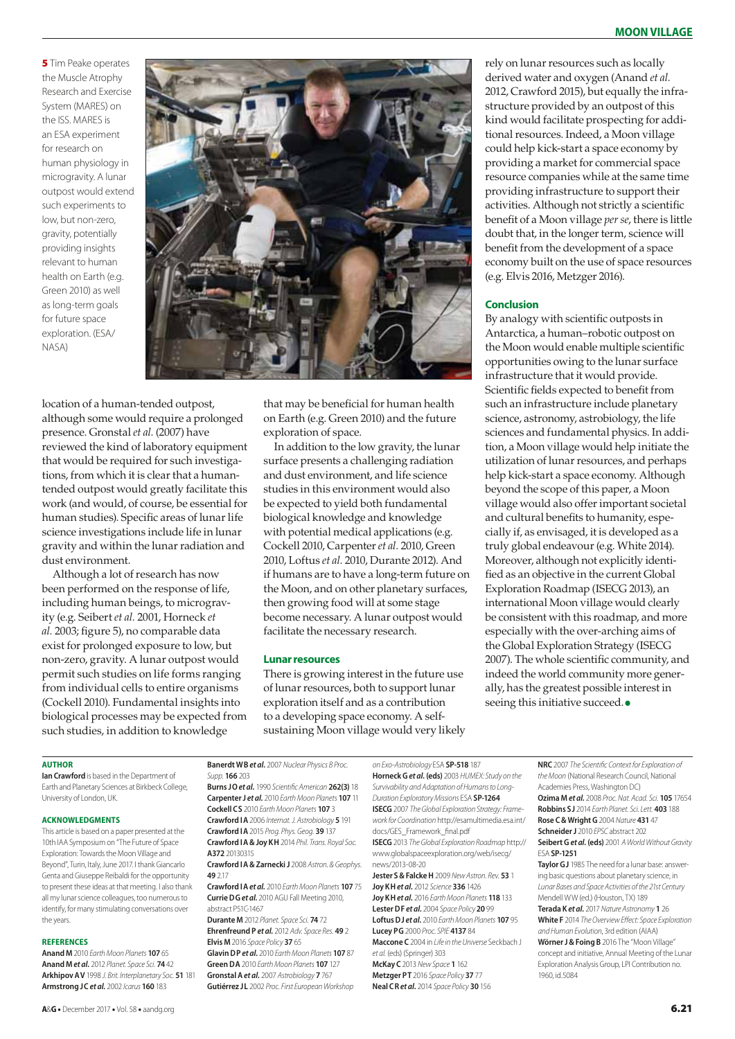**5** Tim Peake operates the Muscle Atrophy Research and Exercise System (MARES) on the ISS. MARES is an ESA experiment for research on human physiology in microgravity. A lunar outpost would extend such experiments to low, but non-zero, gravity, potentially providing insights relevant to human health on Earth (e.g. Green 2010) as well as long-term goals for future space exploration. (ESA/NASA)

location of a human-tended outpost, although some would require a prolonged presence. Gronstal *et al.* (2007) have reviewed the kind of laboratory equipment that would be required for such investigations, from which it is clear that a human-tended outpost would greatly facilitate this work (and would, of course, be essential for human studies). Specific areas of lunar life science investigations include life in lunar gravity and within the lunar radiation and dust environment.

Although a lot of research has now been performed on the response of life, including human beings, to microgravity (e.g. Seibert *et al.* 2001, Horneck *et al.* 2003; figure 5), no comparable data exist for prolonged exposure to low, but non-zero, gravity. A lunar outpost would permit such studies on life forms ranging from individual cells to entire organisms (Cockell 2010). Fundamental insights into biological processes may be expected from such studies, in addition to knowledge that may be beneficial for human health on Earth (e.g. Green 2010) and the future exploration of space.

In addition to the low gravity, the lunar surface presents a challenging radiation and dust environment, and life science studies in this environment would also be expected to yield both fundamental biological knowledge and knowledge with potential medical applications (e.g. Cockell 2010, Carpenter *et al.* 2010, Green 2010, Loftus *et al.* 2010, Durante 2012). And if humans are to have a long-term future on the Moon, and on other planetary surfaces, then growing food will at some stage become necessary. A lunar outpost would facilitate the necessary research.

### Lunar resources

There is growing interest in the future use of lunar resources, both to support lunar exploration itself and as a contribution to a developing space economy. A self-sustaining Moon village would very likely rely on lunar resources such as locally derived water and oxygen (Anand *et al.* 2012, Crawford 2015), but equally the infrastructure provided by an outpost of this kind would facilitate prospecting for additional resources. Indeed, a Moon village could help kick-start a space economy by providing a market for commercial space resource companies while at the same time providing infrastructure to support their activities. Although not strictly a scientific benefit of a Moon village *per se*, there is little doubt that, in the longer term, science will benefit from the development of a space economy built on the use of space resources (e.g. Elvis 2016, Metzger 2016).

### Conclusion

By analogy with scientific outposts in Antarctica, a human–robotic outpost on the Moon would enable multiple scientific opportunities owing to the lunar surface infrastructure that it would provide. Scientific fields expected to benefit from such an infrastructure include planetary science, astronomy, astrobiology, the life sciences and fundamental physics. In addition, a Moon village would help initiate the utilization of lunar resources, and perhaps help kick-start a space economy. Although beyond the scope of this paper, a Moon village would also offer important societal and cultural benefits to humanity, especially if, as envisaged, it is developed as a truly global endeavour (e.g. White 2014). Moreover, although not explicitly identified as an objective in the current Global Exploration Roadmap (ISECG 2013), an international Moon village would clearly be consistent with this roadmap, and more especially with the over-arching aims of the Global Exploration Strategy (ISECG 2007). The whole scientific community, and indeed the world community more generally, has the greatest possible interest in seeing this initiative succeed.●

#### AUTHOR

**Ian Crawford** is based in the Department of Earth and Planetary Sciences at Birkbeck College, University of London, UK.

#### ACKNOWLEDGMENTS

This article is based on a paper presented at the 10th IAA Symposium on "The Future of Space Exploration: Towards the Moon Village and Beyond", Turin, Italy, June 2017. I thank Giancarlo Genta and Giuseppe Reibaldi for the opportunity to present these ideas at that meeting. I also thank all my lunar science colleagues, too numerous to identify, for many stimulating conversations over the years.

#### REFERENCES

**Anand M** 2010 *Earth Moon Planets* **107** 65
**Anand M *et al.*** 2012 *Planet. Space Sci.* **74** 42
**Arkhipov A V** 1998 *J. Brit. Interplanetary Soc.* **51** 181
**Armstrong J C *et al.*** 2002 *Icarus* **160** 183
**Banerdt W B *et al.*** 2007 *Nuclear Physics B Proc. Supp.* **166** 203
**Burns J O *et al.*** 1990 *Scientific American* **262(3)** 18
**Carpenter J *et al.*** 2010 *Earth Moon Planets* **107** 11
**Cockell C S** 2010 *Earth Moon Planets* **107** 3
**Crawford I A** 2006 *Internat. J. Astrobiology* **5** 191
**Crawford I A** 2015 *Prog. Phys. Geog.* **39** 137
**Crawford I A & Joy K H** 2014 *Phil. Trans. Royal Soc.* **A372** 20130315
**Crawford I A & Zarnecki J** 2008 *Astron. & Geophys.* **49** 2.17
**Crawford I A *et al.*** 2010 *Earth Moon Planets* **107** 75
**Currie D G *et al.*** 2010 AGU Fall Meeting 2010, abstract P51C-1467
**Durante M** 2012 *Planet. Space Sci.* **74** 72
**Ehrenfreund P *et al.*** 2012 *Adv. Space Res.* **49** 2
**Elvis M** 2016 *Space Policy* **37** 65
**Glavin D P *et al.*** 2010 *Earth Moon Planets* **107** 87
**Green D A** 2010 *Earth Moon Planets* **107** 127
**Gronstal A *et al.*** 2007 *Astrobiology* **7** 767
**Gutiérrez J L** 2002 *Proc. First European Workshop on Exo-Astrobiology* ESA **SP-518** 187
**Horneck G *et al.* (eds)** 2003 *HUMEX: Study on the Survivability and Adaptation of Humans to Long-Duration Exploratory Missions* ESA **SP-1264**
**ISECG** 2007 *The Global Exploration Strategy: Framework for Coordination* http://esamultimedia.esa.int/docs/GES_Framework_final.pdf
**ISECG** 2013 *The Global Exploration Roadmap* http://www.globalspaceexploration.org/web/isecg/news/2013-08-20
**Jester S & Falcke H** 2009 *New Astron. Rev.* **53** 1
**Joy K H *et al.*** 2012 *Science* **336** 1426
**Joy K H *et al.*** 2016 *Earth Moon Planets* **118** 133
**Lester D F *et al.*** 2004 *Space Policy* **20** 99
**Loftus D J *et al.*** 2010 *Earth Moon Planets* **107** 95
**Lucey P G** 2000 *Proc. SPIE* **4137** 84
**Maccone C** 2004 in *Life in the Universe* Seckbach J *et al.* (eds) (Springer) 303
**McKay C** 2013 *New Space* **1** 162
**Metzger P T** 2016 *Space Policy* **37** 77
**Neal C R *et al.*** 2014 *Space Policy* **30** 156
**NRC** 2007 *The Scientific Context for Exploration of the Moon* (National Research Council, National Academies Press, Washington DC)
**Ozima M *et al.*** 2008 *Proc. Nat. Acad. Sci.* **105** 17654
**Robbins S J** 2014 *Earth Planet. Sci. Lett.* **403** 188
**Rose C & Wright G** 2004 *Nature* **431** 47
**Schneider J** 2010 *EPSC* abstract 202
**Seibert G *et al.* (eds)** 2001 *A World Without Gravity* ESA **SP-1251**
**Taylor G J** 1985 The need for a lunar base: answering basic questions about planetary science, in *Lunar Bases and Space Activities of the 21st Century* Mendell W W (ed.) (Houston, TX) 189
**Terada K *et al.*** 2017 *Nature Astronomy* **1** 26
**White F** 2014 *The Overview Effect: Space Exploration and Human Evolution*, 3rd edition (AIAA)
**Wörner J & Foing B** 2016 The "Moon Village" concept and initiative, Annual Meeting of the Lunar Exploration Analysis Group, LPI Contribution no. 1960, id.5084